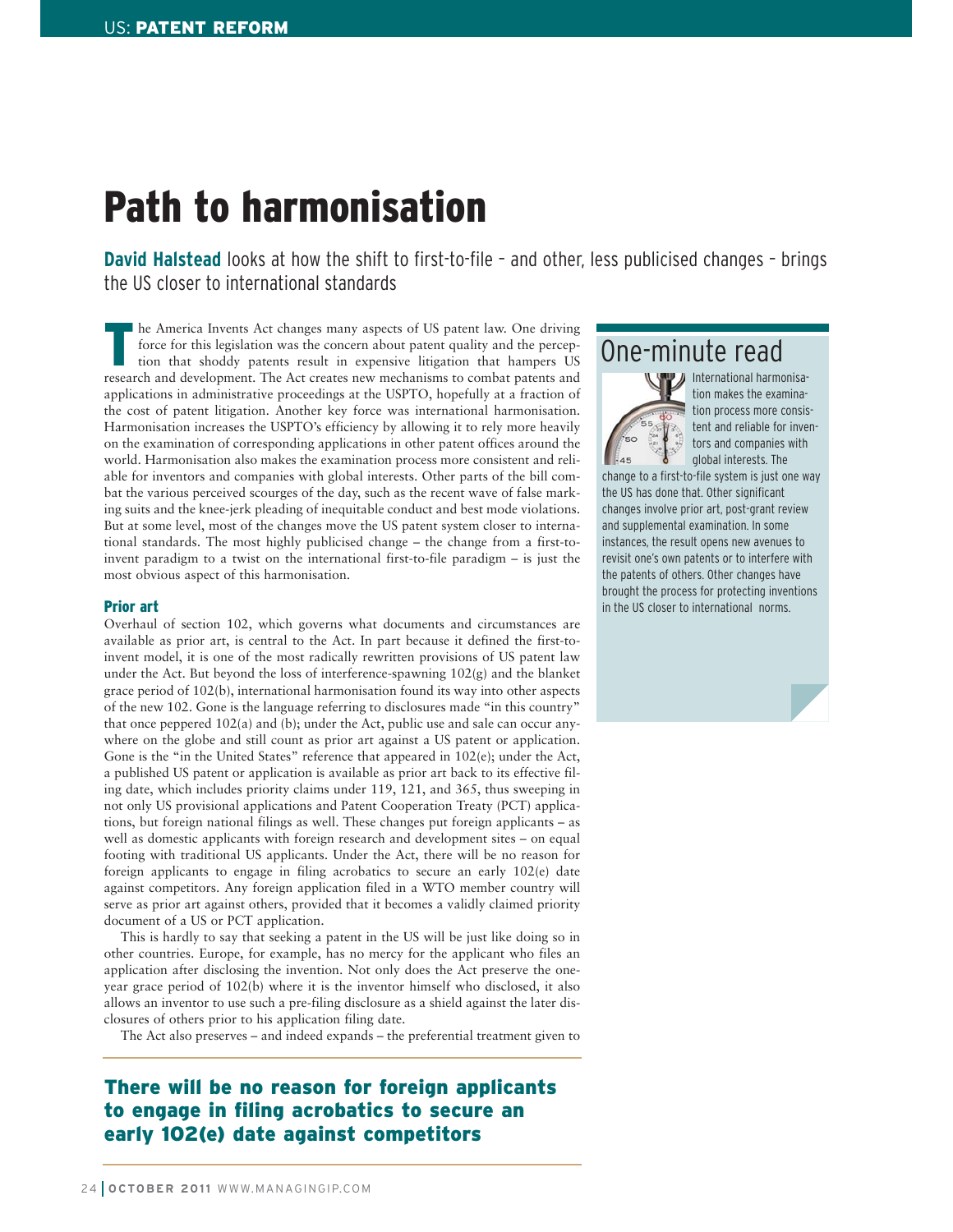# Path to harmonisation

**David Halstead** looks at how the shift to first-to-file – and other, less publicised changes – brings the US closer to international standards

The America Invents Act changes many aspects of US patent law. One driving force for this legislation was the concern about patent quality and the perception that shoddy patents result in expensive litigation that hampers US research and development. The Act creates new mechanisms to combat patents and applications in administrative proceedings at the USPTO, hopefully at a fraction of the cost of patent litigation. Another key force was international harmonisation. Harmonisation increases the USPTO's efficiency by allowing it to rely more heavily on the examination of corresponding applications in other patent offices around the world. Harmonisation also makes the examination process more consistent and reliable for inventors and companies with global interests. Other parts of the bill combat the various perceived scourges of the day, such as the recent wave of false marking suits and the knee-jerk pleading of inequitable conduct and best mode violations. But at some level, most of the changes move the US patent system closer to international standards. The most highly publicised change – the change from a first-to-invent paradigm to a twist on the international first-to-file paradigm – is just the most obvious aspect of this harmonisation.

## Prior art

Overhaul of section 102, which governs what documents and circumstances are available as prior art, is central to the Act. In part because it defined the first-to-invent model, it is one of the most radically rewritten provisions of US patent law under the Act. But beyond the loss of interference-spawning 102(g) and the blanket grace period of 102(b), international harmonisation found its way into other aspects of the new 102. Gone is the language referring to disclosures made "in this country" that once peppered 102(a) and (b); under the Act, public use and sale can occur anywhere on the globe and still count as prior art against a US patent or application. Gone is the "in the United States" reference that appeared in 102(e); under the Act, a published US patent or application is available as prior art back to its effective filing date, which includes priority claims under 119, 121, and 365, thus sweeping in not only US provisional applications and Patent Cooperation Treaty (PCT) applications, but foreign national filings as well. These changes put foreign applicants – as well as domestic applicants with foreign research and development sites – on equal footing with traditional US applicants. Under the Act, there will be no reason for foreign applicants to engage in filing acrobatics to secure an early 102(e) date against competitors. Any foreign application filed in a WTO member country will serve as prior art against others, provided that it becomes a validly claimed priority document of a US or PCT application.

This is hardly to say that seeking a patent in the US will be just like doing so in other countries. Europe, for example, has no mercy for the applicant who files an application after disclosing the invention. Not only does the Act preserve the one-year grace period of 102(b) where it is the inventor himself who disclosed, it also allows an inventor to use such a pre-filing disclosure as a shield against the later disclosures of others prior to his application filing date.

The Act also preserves – and indeed expands – the preferential treatment given to

**There will be no reason for foreign applicants to engage in filing acrobatics to secure an early 102(e) date against competitors**

## One-minute read

International harmonisation makes the examination process more consistent and reliable for inventors and companies with global interests. The change to a first-to-file system is just one way the US has done that. Other significant changes involve prior art, post-grant review and supplemental examination. In some instances, the result opens new avenues to revisit one's own patents or to interfere with the patents of others. Other changes have brought the process for protecting inventions in the US closer to international norms.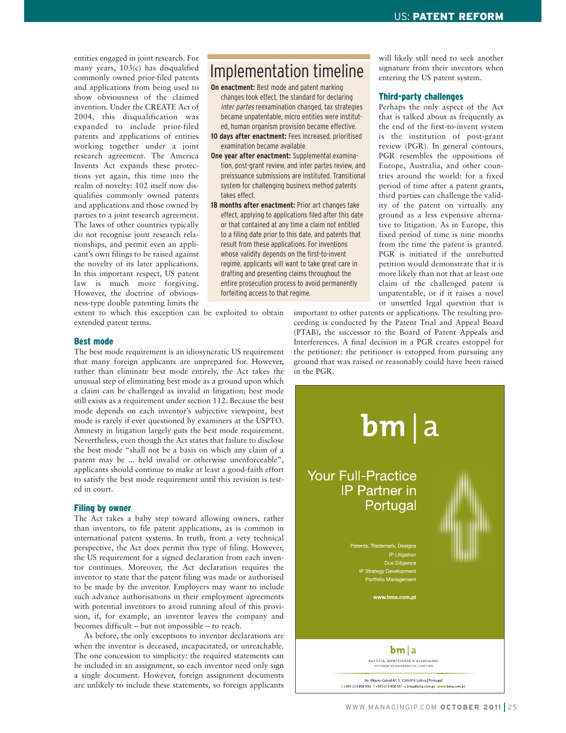entities engaged in joint research. For many years, 103(c) has disqualified commonly owned prior-filed patents and applications from being used to show obviousness of the claimed invention. Under the CREATE Act of 2004, this disqualification was expanded to include prior-filed patents and applications of entities working together under a joint research agreement. The America Invents Act expands these protections yet again, this time into the realm of novelty: 102 itself now disqualifies commonly owned patents and applications and those owned by parties to a joint research agreement. The laws of other countries typically do not recognise joint research relationships, and permit even an applicant's own filings to be raised against the novelty of its later applications. In this important respect, US patent law is much more forgiving. However, the doctrine of obviousness-type double patenting limits the extent to which this exception can be exploited to obtain extended patent terms.

## Implementation timeline

**On enactment:** Best mode and patent marking changes took effect, the standard for declaring *inter partes* reexamination changed, tax strategies became unpatentable, micro entities were instituted, human organism provision became effective.

**10 days after enactment:** Fees increased, prioritised examination became available.

**One year after enactment:** Supplemental examination, post-grant review, and inter partes review, and preissuance submissions are instituted. Transitional system for challenging business method patents takes effect.

**18 months after enactment:** Prior art changes take effect, applying to applications filed after this date or that contained at any time a claim not entitled to a filing date prior to this date, and patents that result from these applications. For inventions whose validity depends on the first-to-invent regime, applicants will want to take great care in drafting and presenting claims throughout the entire prosecution process to avoid permanently forfeiting access to that regime.

### Best mode

The best mode requirement is an idiosyncratic US requirement that many foreign applicants are unprepared for. However, rather than eliminate best mode entirely, the Act takes the unusual step of eliminating best mode as a ground upon which a claim can be challenged as invalid in litigation; best mode still exists as a requirement under section 112. Because the best mode depends on each inventor's subjective viewpoint, best mode is rarely if ever questioned by examiners at the USPTO. Amnesty in litigation largely guts the best mode requirement. Nevertheless, even though the Act states that failure to disclose the best mode "shall not be a basis on which any claim of a patent may be ... held invalid or otherwise unenforceable", applicants should continue to make at least a good-faith effort to satisfy the best mode requirement until this revision is tested in court.

### Filing by owner

The Act takes a baby step toward allowing owners, rather than inventors, to file patent applications, as is common in international patent systems. In truth, from a very technical perspective, the Act does permit this type of filing. However, the US requirement for a signed declaration from each inventor continues. Moreover, the Act declaration requires the inventor to state that the patent filing was made or authorised to be made by the inventor. Employers may want to include such advance authorisations in their employment agreements with potential inventors to avoid running afoul of this provision, if, for example, an inventor leaves the company and becomes difficult – but not impossible – to reach.

As before, the only exceptions to inventor declarations are when the inventor is deceased, incapacitated, or unreachable. The one concession to simplicity: the required statements can be included in an assignment, so each inventor need only sign a single document. However, foreign assignment documents are unlikely to include these statements, so foreign applicants will likely still need to seek another signature from their inventors when entering the US patent system.

### Third-party challenges

Perhaps the only aspect of the Act that is talked about as frequently as the end of the first-to-invent system is the institution of post-grant review (PGR). In general contours, PGR resembles the oppositions of Europe, Australia, and other countries around the world: for a fixed period of time after a patent grants, third parties can challenge the validity of the patent on virtually any ground as a less expensive alternative to litigation. As in Europe, this fixed period of time is nine months from the time the patent is granted. PGR is initiated if the unrebutted petition would demonstrate that it is more likely than not that at least one claim of the challenged patent is unpatentable, or if it raises a novel or unsettled legal question that is important to other patents or applications. The resulting proceeding is conducted by the Patent Trial and Appeal Board (PTAB), the successor to the Board of Patent Appeals and Interferences. A final decision in a PGR creates estoppel for the petitioner: the petitioner is estopped from pursuing any ground that was raised or reasonably could have been raised in the PGR.

bm|a

Your Full-Practice IP Partner in Portugal

Patents, Trademark, Designs
IP Litigation
Due Diligence
IP Strategy Development
Portfolio Management

www.bma.com.pt

bm|a
BAPTISTA, MONTEVERDE & ASSOCIADOS
SOCIEDADE DE ADVOGADOS RL | LAW FIRM

Av. Álvares Cabral 47, 1, 1250-015 Lisboa | Portugal
t +351 213 806 530 f +351 213 806 531 e bma@bma.com.pt www.bma.com.pt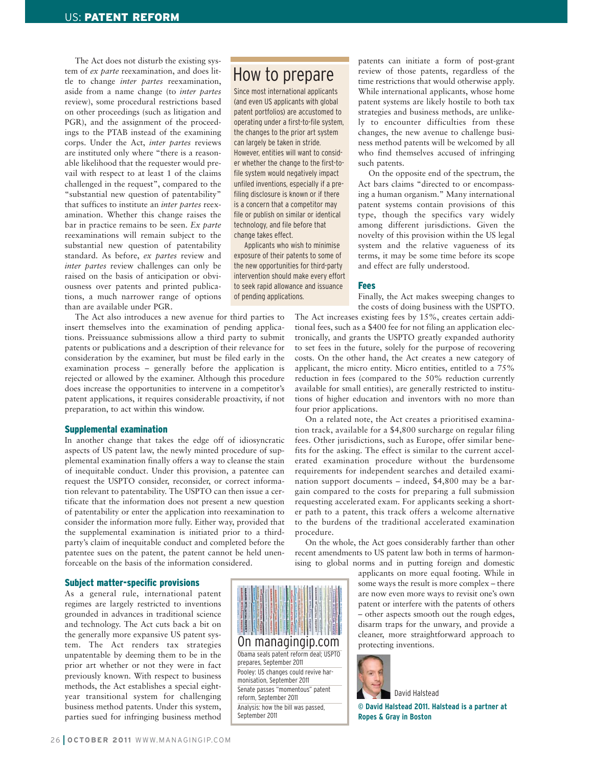The Act does not disturb the existing system of *ex parte* reexamination, and does little to change *inter partes* reexamination, aside from a name change (to *inter partes* review), some procedural restrictions based on other proceedings (such as litigation and PGR), and the assignment of the proceedings to the PTAB instead of the examining corps. Under the Act, *inter partes* reviews are instituted only where "there is a reasonable likelihood that the requester would prevail with respect to at least 1 of the claims challenged in the request", compared to the "substantial new question of patentability" that suffices to institute an *inter partes* reexamination. Whether this change raises the bar in practice remains to be seen. *Ex parte* reexaminations will remain subject to the substantial new question of patentability standard. As before, *ex partes* review and *inter partes* review challenges can only be raised on the basis of anticipation or obviousness over patents and printed publications, a much narrower range of options than are available under PGR.

The Act also introduces a new avenue for third parties to insert themselves into the examination of pending applications. Preissuance submissions allow a third party to submit patents or publications and a description of their relevance for consideration by the examiner, but must be filed early in the examination process – generally before the application is rejected or allowed by the examiner. Although this procedure does increase the opportunities to intervene in a competitor's patent applications, it requires considerable proactivity, if not preparation, to act within this window.

### Supplemental examination

In another change that takes the edge off of idiosyncratic aspects of US patent law, the newly minted procedure of supplemental examination finally offers a way to cleanse the stain of inequitable conduct. Under this provision, a patentee can request the USPTO consider, reconsider, or correct information relevant to patentability. The USPTO can then issue a certificate that the information does not present a new question of patentability or enter the application into reexamination to consider the information more fully. Either way, provided that the supplemental examination is initiated prior to a third-party's claim of inequitable conduct and completed before the patentee sues on the patent, the patent cannot be held unenforceable on the basis of the information considered.

### Subject matter-specific provisions

As a general rule, international patent regimes are largely restricted to inventions grounded in advances in traditional science and technology. The Act cuts back a bit on the generally more expansive US patent system. The Act renders tax strategies unpatentable by deeming them to be in the prior art whether or not they were in fact previously known. With respect to business methods, the Act establishes a special eight-year transitional system for challenging business method patents. Under this system, parties sued for infringing business method patents can initiate a form of post-grant review of those patents, regardless of the time restrictions that would otherwise apply. While international applicants, whose home patent systems are likely hostile to both tax strategies and business methods, are unlikely to encounter difficulties from these changes, the new avenue to challenge business method patents will be welcomed by all who find themselves accused of infringing such patents.

On the opposite end of the spectrum, the Act bars claims "directed to or encompassing a human organism." Many international patent systems contain provisions of this type, though the specifics vary widely among different jurisdictions. Given the novelty of this provision within the US legal system and the relative vagueness of its terms, it may be some time before its scope and effect are fully understood.

### Fees

Finally, the Act makes sweeping changes to the costs of doing business with the USPTO. The Act increases existing fees by 15%, creates certain additional fees, such as a $400 fee for not filing an application electronically, and grants the USPTO greatly expanded authority to set fees in the future, solely for the purpose of recovering costs. On the other hand, the Act creates a new category of applicant, the micro entity. Micro entities, entitled to a 75% reduction in fees (compared to the 50% reduction currently available for small entities), are generally restricted to institutions of higher education and inventors with no more than four prior applications.

On a related note, the Act creates a prioritised examination track, available for a $4,800 surcharge on regular filing fees. Other jurisdictions, such as Europe, offer similar benefits for the asking. The effect is similar to the current accelerated examination procedure without the burdensome requirements for independent searches and detailed examination support documents – indeed, $4,800 may be a bargain compared to the costs for preparing a full submission requesting accelerated exam. For applicants seeking a shorter path to a patent, this track offers a welcome alternative to the burdens of the traditional accelerated examination procedure.

On the whole, the Act goes considerably farther than other recent amendments to US patent law both in terms of harmonising to global norms and in putting foreign and domestic applicants on more equal footing. While in some ways the result is more complex – there are now even more ways to revisit one's own patent or interfere with the patents of others – other aspects smooth out the rough edges, disarm traps for the unwary, and provide a cleaner, more straightforward approach to protecting inventions.

David Halstead

**© David Halstead 2011. Halstead is a partner at Ropes & Gray in Boston**

## How to prepare

Since most international applicants (and even US applicants with global patent portfolios) are accustomed to operating under a first-to-file system, the changes to the prior art system can largely be taken in stride. However, entities will want to consider whether the change to the first-to-file system would negatively impact unfiled inventions, especially if a prefiling disclosure is known or if there is a concern that a competitor may file or publish on similar or identical technology, and file before that change takes effect.

Applicants who wish to minimise exposure of their patents to some of the new opportunities for third-party intervention should make every effort to seek rapid allowance and issuance of pending applications.

## On managingip.com

- Obama seals patent reform deal; USPTO prepares, September 2011
- Pooley: US changes could revive harmonisation, September 2011
- Senate passes "momentous" patent reform, September 2011
- Analysis: how the bill was passed, September 2011